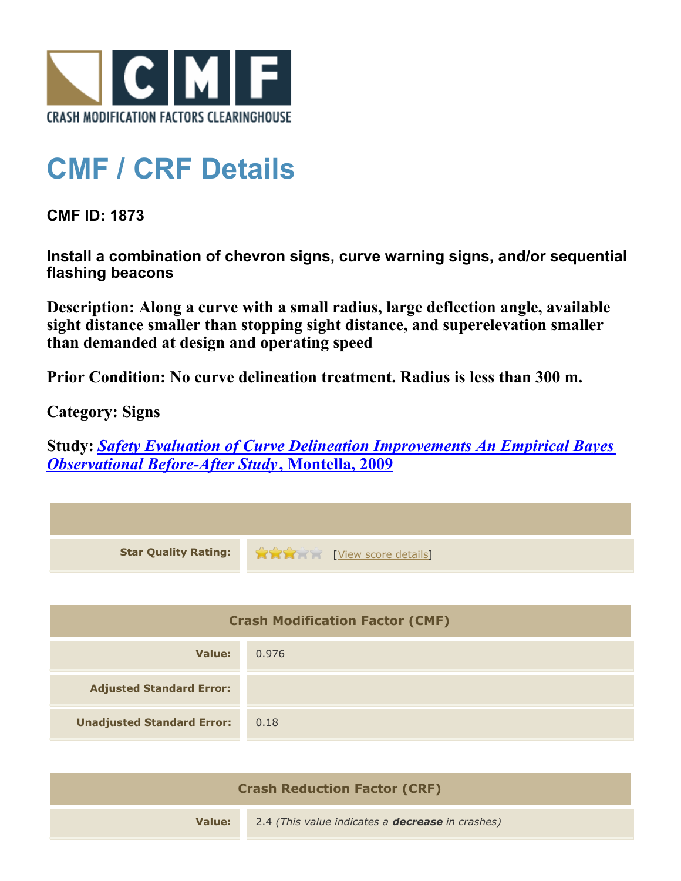CRASH MODIFICATION FACTORS CLEARINGHOUSE

# CMF / CRF Details

## CMF ID: 1873

### Install a combination of chevron signs, curve warning signs, and/or sequential flashing beacons

**Description: Along a curve with a small radius, large deflection angle, available sight distance smaller than stopping sight distance, and superelevation smaller than demanded at design and operating speed**

**Prior Condition: No curve delineation treatment. Radius is less than 300 m.**

**Category: Signs**

**Study: *Safety Evaluation of Curve Delineation Improvements An Empirical Bayes Observational Before-After Study*, Montella, 2009**

| | |
|---|---|
| **Star Quality Rating:** | 3 of 5 stars [View score details] |

| Crash Modification Factor (CMF) | |
|---|---|
| **Value:** | 0.976 |
| **Adjusted Standard Error:** | |
| **Unadjusted Standard Error:** | 0.18 |

| Crash Reduction Factor (CRF) | |
|---|---|
| **Value:** | 2.4 *(This value indicates a **decrease** in crashes)* |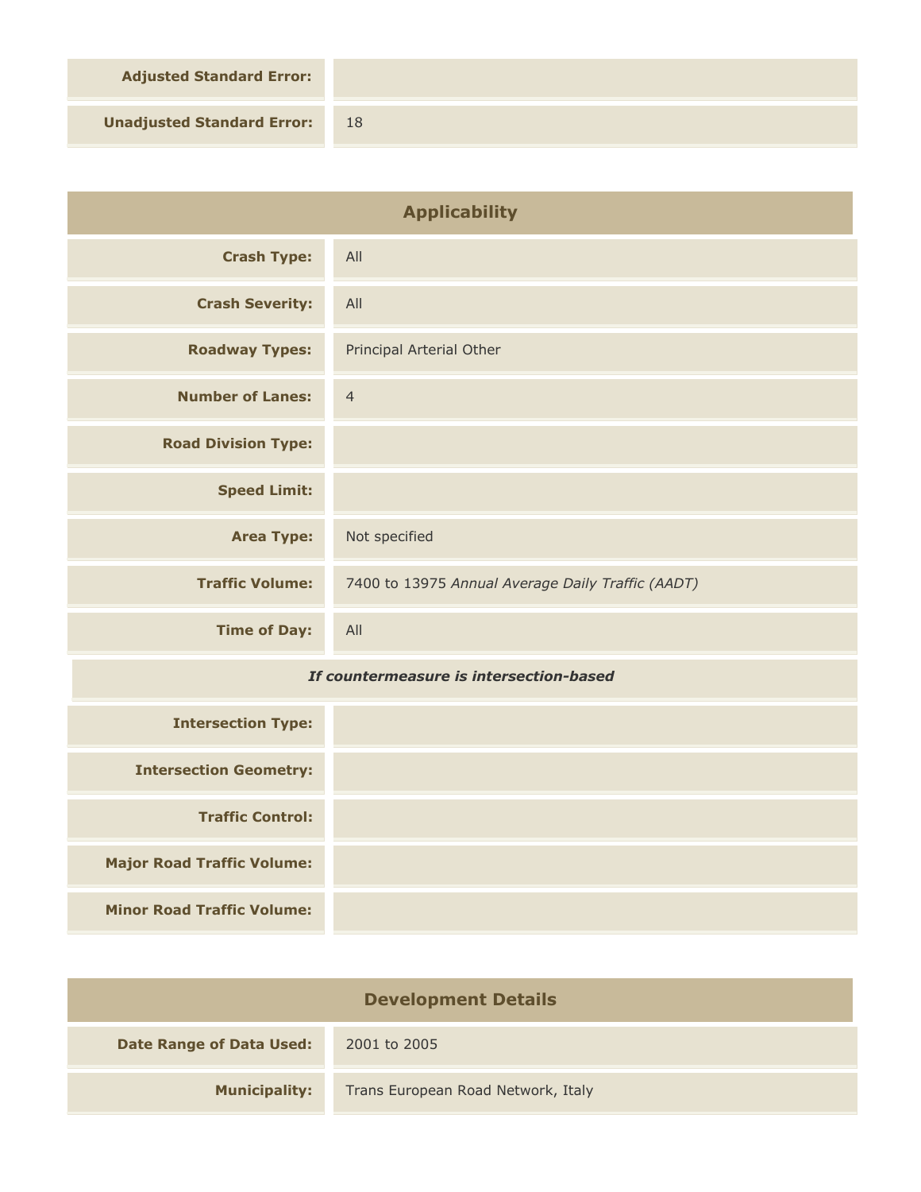| | |
|---|---|
| **Adjusted Standard Error:** | |
| **Unadjusted Standard Error:** | 18 |

## Applicability

| | |
|---|---|
| **Crash Type:** | All |
| **Crash Severity:** | All |
| **Roadway Types:** | Principal Arterial Other |
| **Number of Lanes:** | 4 |
| **Road Division Type:** | |
| **Speed Limit:** | |
| **Area Type:** | Not specified |
| **Traffic Volume:** | 7400 to 13975 *Annual Average Daily Traffic (AADT)* |
| **Time of Day:** | All |

***If countermeasure is intersection-based***

| | |
|---|---|
| **Intersection Type:** | |
| **Intersection Geometry:** | |
| **Traffic Control:** | |
| **Major Road Traffic Volume:** | |
| **Minor Road Traffic Volume:** | |

## Development Details

| | |
|---|---|
| **Date Range of Data Used:** | 2001 to 2005 |
| **Municipality:** | Trans European Road Network, Italy |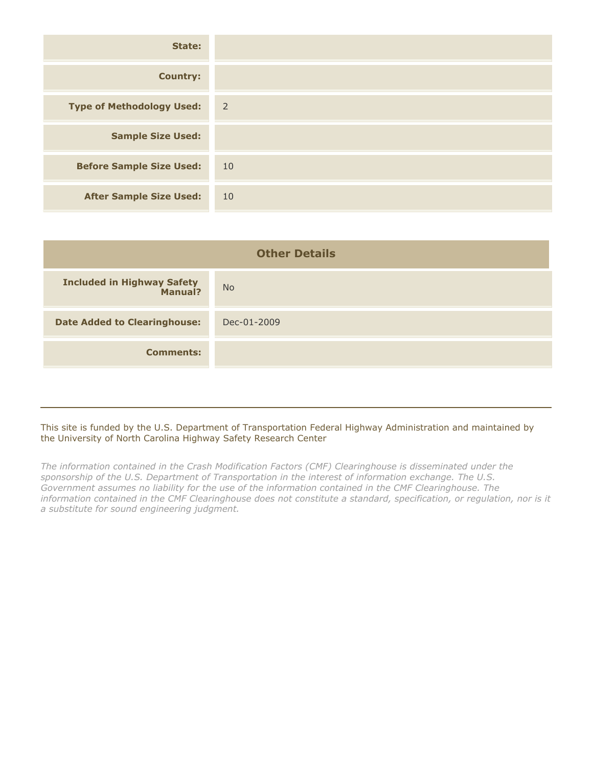| | |
|---|---|
| **State:** | |
| **Country:** | |
| **Type of Methodology Used:** | 2 |
| **Sample Size Used:** | |
| **Before Sample Size Used:** | 10 |
| **After Sample Size Used:** | 10 |

## Other Details

| | |
|---|---|
| **Included in Highway Safety Manual?** | No |
| **Date Added to Clearinghouse:** | Dec-01-2009 |
| **Comments:** | |

---

This site is funded by the U.S. Department of Transportation Federal Highway Administration and maintained by the University of North Carolina Highway Safety Research Center

*The information contained in the Crash Modification Factors (CMF) Clearinghouse is disseminated under the sponsorship of the U.S. Department of Transportation in the interest of information exchange. The U.S. Government assumes no liability for the use of the information contained in the CMF Clearinghouse. The information contained in the CMF Clearinghouse does not constitute a standard, specification, or regulation, nor is it a substitute for sound engineering judgment.*